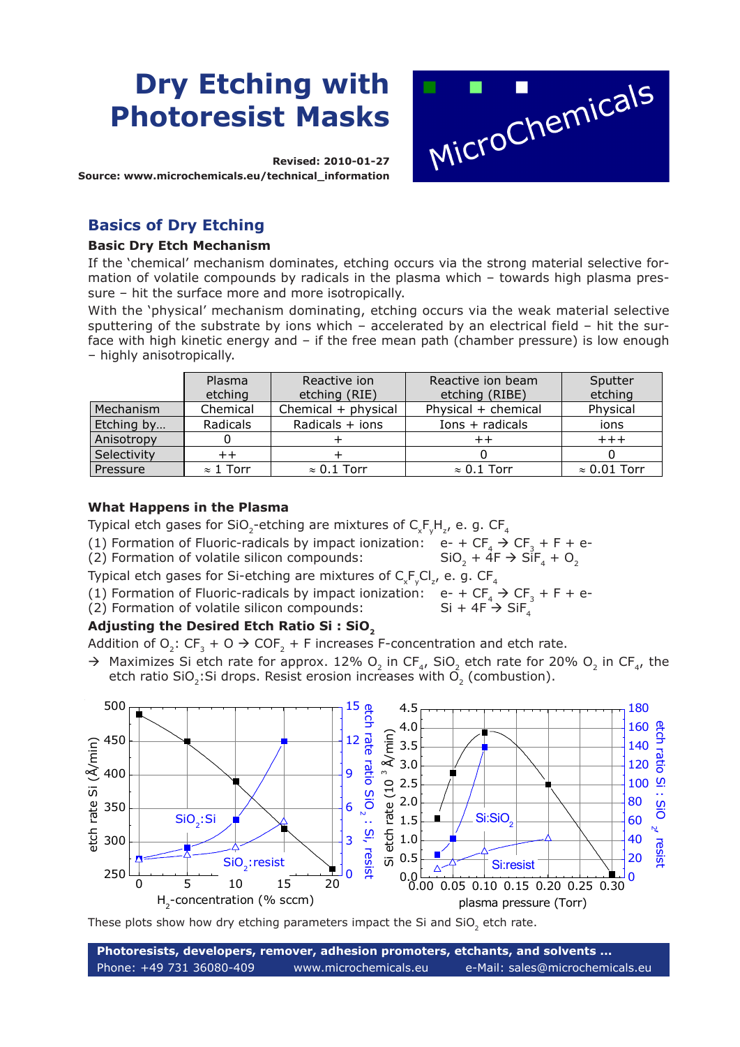# Dry Etching with Photoresist Masks

**Revised: 2010-01-27**
**Source: www.microchemicals.eu/technical_information**

## Basics of Dry Etching

### Basic Dry Etch Mechanism

If the 'chemical' mechanism dominates, etching occurs via the strong material selective formation of volatile compounds by radicals in the plasma which – towards high plasma pressure – hit the surface more and more isotropically.

With the 'physical' mechanism dominating, etching occurs via the weak material selective sputtering of the substrate by ions which – accelerated by an electrical field – hit the surface with high kinetic energy and – if the free mean path (chamber pressure) is low enough – highly anisotropically.

| | Plasma etching | Reactive ion etching (RIE) | Reactive ion beam etching (RIBE) | Sputter etching |
|---|---|---|---|---|
| Mechanism | Chemical | Chemical + physical | Physical + chemical | Physical |
| Etching by… | Radicals | Radicals + ions | Ions + radicals | ions |
| Anisotropy | 0 | + | ++ | +++ |
| Selectivity | ++ | + | 0 | 0 |
| Pressure | ≈ 1 Torr | ≈ 0.1 Torr | ≈ 0.1 Torr | ≈ 0.01 Torr |

### What Happens in the Plasma

Typical etch gases for $SiO_2$-etching are mixtures of $C_xF_yH_z$, e. g. $CF_4$

(1) Formation of Fluoric-radicals by impact ionization: $e^- + CF_4 \rightarrow CF_3 + F + e^-$
(2) Formation of volatile silicon compounds: $SiO_2 + 4F \rightarrow SiF_4 + O_2$

Typical etch gases for Si-etching are mixtures of $C_xF_yCl_z$, e. g. $CF_4$

(1) Formation of Fluoric-radicals by impact ionization: $e^- + CF_4 \rightarrow CF_3 + F + e^-$
(2) Formation of volatile silicon compounds: $Si + 4F \rightarrow SiF_4$

### Adjusting the Desired Etch Ratio Si : $SiO_2$

Addition of $O_2$: $CF_3 + O \rightarrow COF_2 + F$ increases F-concentration and etch rate.

→ Maximizes Si etch rate for approx. 12% $O_2$ in $CF_4$, $SiO_2$ etch rate for 20% $O_2$ in $CF_4$, the etch ratio $SiO_2$:Si drops. Resist erosion increases with $O_2$ (combustion).

These plots show how dry etching parameters impact the Si and $SiO_2$ etch rate.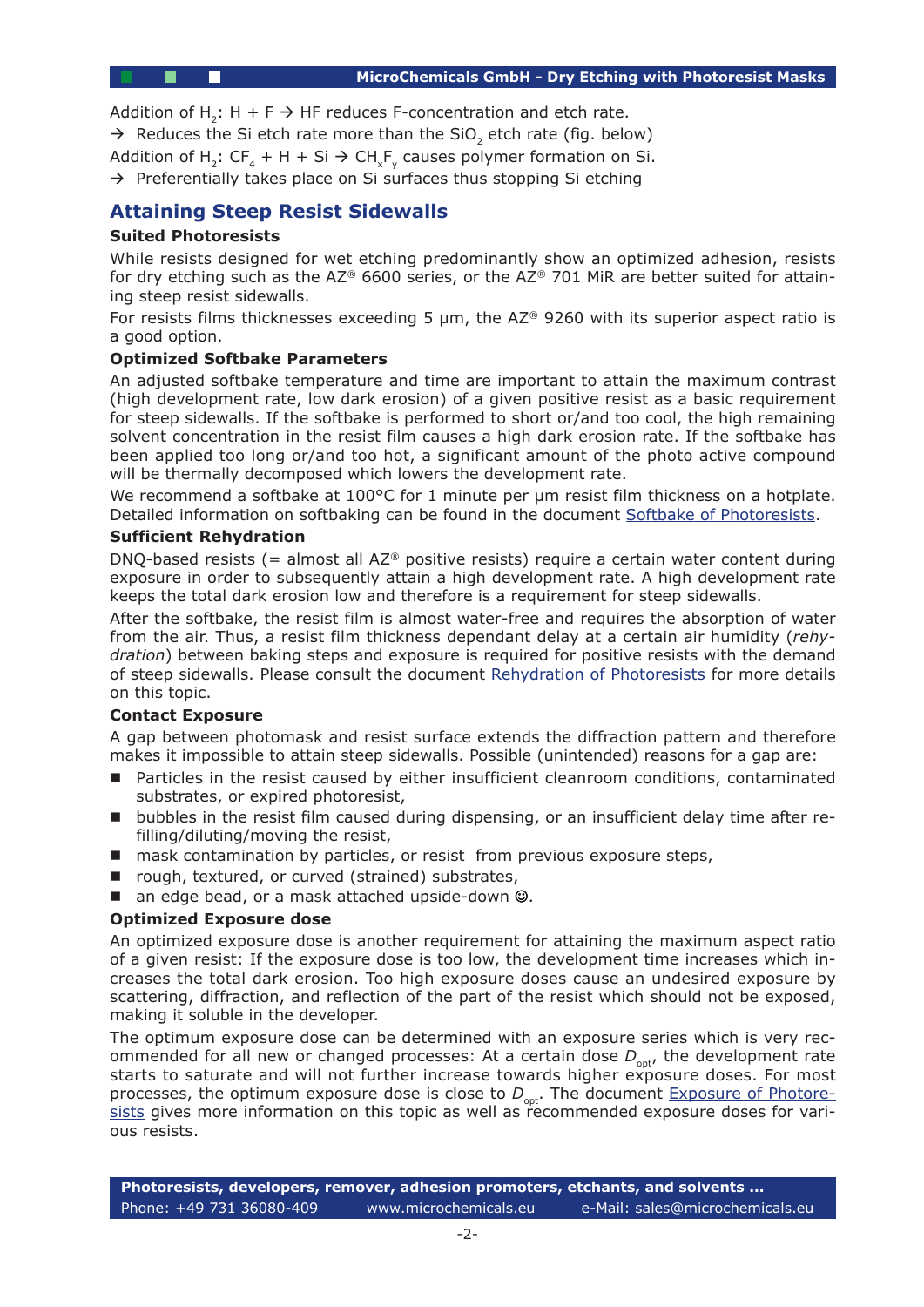Addition of $H_2$: H + F → HF reduces F-concentration and etch rate.

→ Reduces the Si etch rate more than the $SiO_2$ etch rate (fig. below)

Addition of $H_2$: $CF_4$ + H + Si → $CH_xF_y$ causes polymer formation on Si.

→ Preferentially takes place on Si surfaces thus stopping Si etching

## Attaining Steep Resist Sidewalls

### Suited Photoresists

While resists designed for wet etching predominantly show an optimized adhesion, resists for dry etching such as the AZ® 6600 series, or the AZ® 701 MiR are better suited for attaining steep resist sidewalls.

For resists films thicknesses exceeding 5 µm, the AZ® 9260 with its superior aspect ratio is a good option.

### Optimized Softbake Parameters

An adjusted softbake temperature and time are important to attain the maximum contrast (high development rate, low dark erosion) of a given positive resist as a basic requirement for steep sidewalls. If the softbake is performed to short or/and too cool, the high remaining solvent concentration in the resist film causes a high dark erosion rate. If the softbake has been applied too long or/and too hot, a significant amount of the photo active compound will be thermally decomposed which lowers the development rate.

We recommend a softbake at 100°C for 1 minute per µm resist film thickness on a hotplate. Detailed information on softbaking can be found in the document Softbake of Photoresists.

### Sufficient Rehydration

DNQ-based resists (= almost all AZ® positive resists) require a certain water content during exposure in order to subsequently attain a high development rate. A high development rate keeps the total dark erosion low and therefore is a requirement for steep sidewalls.

After the softbake, the resist film is almost water-free and requires the absorption of water from the air. Thus, a resist film thickness dependant delay at a certain air humidity (*rehydration*) between baking steps and exposure is required for positive resists with the demand of steep sidewalls. Please consult the document Rehydration of Photoresists for more details on this topic.

### Contact Exposure

A gap between photomask and resist surface extends the diffraction pattern and therefore makes it impossible to attain steep sidewalls. Possible (unintended) reasons for a gap are:

- Particles in the resist caused by either insufficient cleanroom conditions, contaminated substrates, or expired photoresist,
- bubbles in the resist film caused during dispensing, or an insufficient delay time after refilling/diluting/moving the resist,
- mask contamination by particles, or resist from previous exposure steps,
- rough, textured, or curved (strained) substrates,
- an edge bead, or a mask attached upside-down ☺.

### Optimized Exposure dose

An optimized exposure dose is another requirement for attaining the maximum aspect ratio of a given resist: If the exposure dose is too low, the development time increases which increases the total dark erosion. Too high exposure doses cause an undesired exposure by scattering, diffraction, and reflection of the part of the resist which should not be exposed, making it soluble in the developer.

The optimum exposure dose can be determined with an exposure series which is very recommended for all new or changed processes: At a certain dose $D_{opt}$, the development rate starts to saturate and will not further increase towards higher exposure doses. For most processes, the optimum exposure dose is close to $D_{opt}$. The document Exposure of Photoresists gives more information on this topic as well as recommended exposure doses for various resists.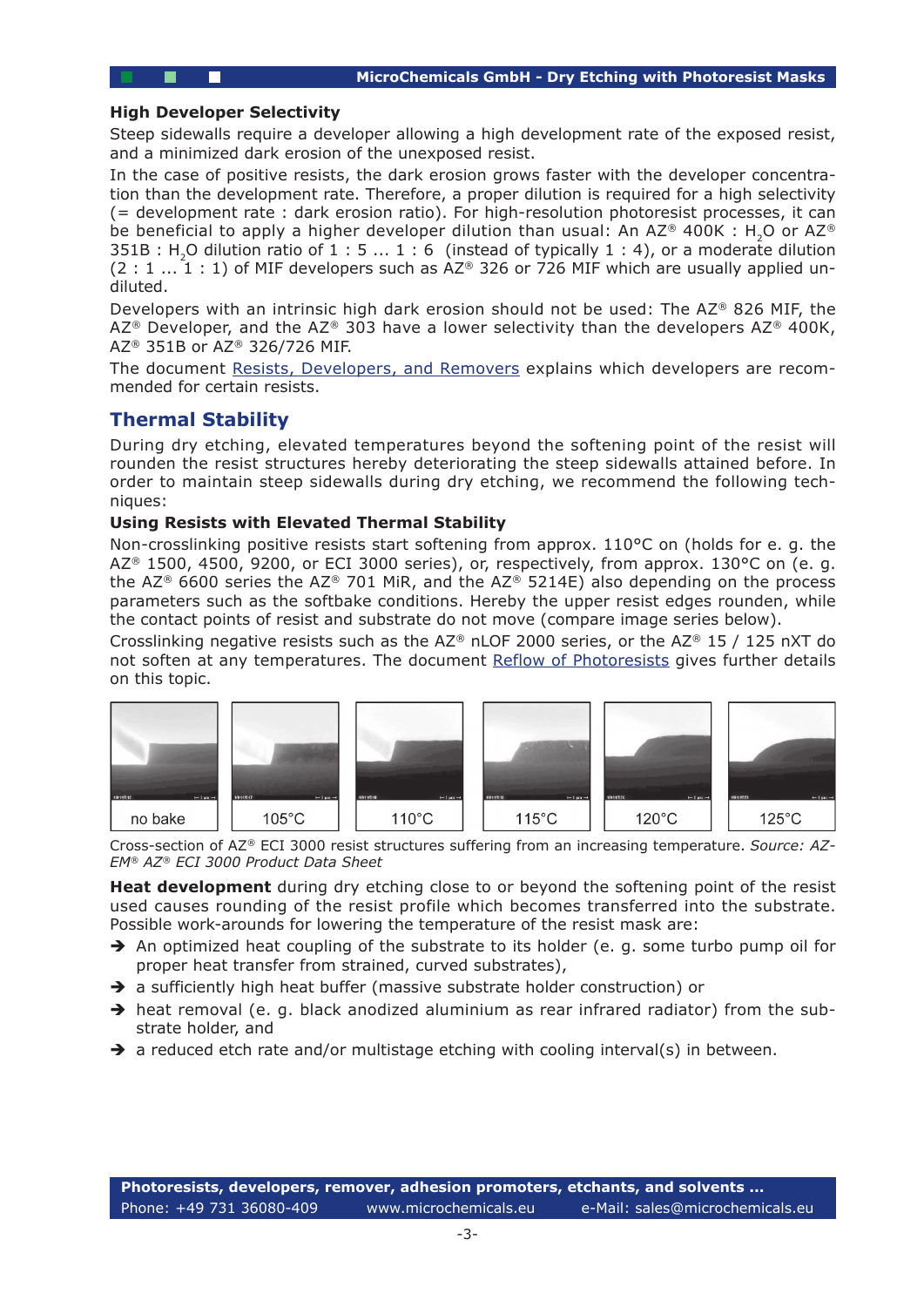**High Developer Selectivity**

Steep sidewalls require a developer allowing a high development rate of the exposed resist, and a minimized dark erosion of the unexposed resist.

In the case of positive resists, the dark erosion grows faster with the developer concentration than the development rate. Therefore, a proper dilution is required for a high selectivity (= development rate : dark erosion ratio). For high-resolution photoresist processes, it can be beneficial to apply a higher developer dilution than usual: An AZ® 400K : $H_2O$ or AZ® 351B : $H_2O$ dilution ratio of 1 : 5 ... 1 : 6 (instead of typically 1 : 4), or a moderate dilution (2 : 1 ... 1 : 1) of MIF developers such as AZ® 326 or 726 MIF which are usually applied undiluted.

Developers with an intrinsic high dark erosion should not be used: The AZ® 826 MIF, the AZ® Developer, and the AZ® 303 have a lower selectivity than the developers AZ® 400K, AZ® 351B or AZ® 326/726 MIF.

The document Resists, Developers, and Removers explains which developers are recommended for certain resists.

## Thermal Stability

During dry etching, elevated temperatures beyond the softening point of the resist will rounden the resist structures hereby deteriorating the steep sidewalls attained before. In order to maintain steep sidewalls during dry etching, we recommend the following techniques:

**Using Resists with Elevated Thermal Stability**

Non-crosslinking positive resists start softening from approx. 110°C on (holds for e. g. the AZ® 1500, 4500, 9200, or ECI 3000 series), or, respectively, from approx. 130°C on (e. g. the AZ® 6600 series the AZ® 701 MiR, and the AZ® 5214E) also depending on the process parameters such as the softbake conditions. Hereby the upper resist edges rounden, while the contact points of resist and substrate do not move (compare image series below).

Crosslinking negative resists such as the AZ® nLOF 2000 series, or the AZ® 15 / 125 nXT do not soften at any temperatures. The document Reflow of Photoresists gives further details on this topic.

no bake | 105°C | 110°C | 115°C | 120°C | 125°C

Cross-section of AZ® ECI 3000 resist structures suffering from an increasing temperature. *Source: AZ-EM® AZ® ECI 3000 Product Data Sheet*

**Heat development** during dry etching close to or beyond the softening point of the resist used causes rounding of the resist profile which becomes transferred into the substrate. Possible work-arounds for lowering the temperature of the resist mask are:

- An optimized heat coupling of the substrate to its holder (e. g. some turbo pump oil for proper heat transfer from strained, curved substrates),
- a sufficiently high heat buffer (massive substrate holder construction) or
- heat removal (e. g. black anodized aluminium as rear infrared radiator) from the substrate holder, and
- a reduced etch rate and/or multistage etching with cooling interval(s) in between.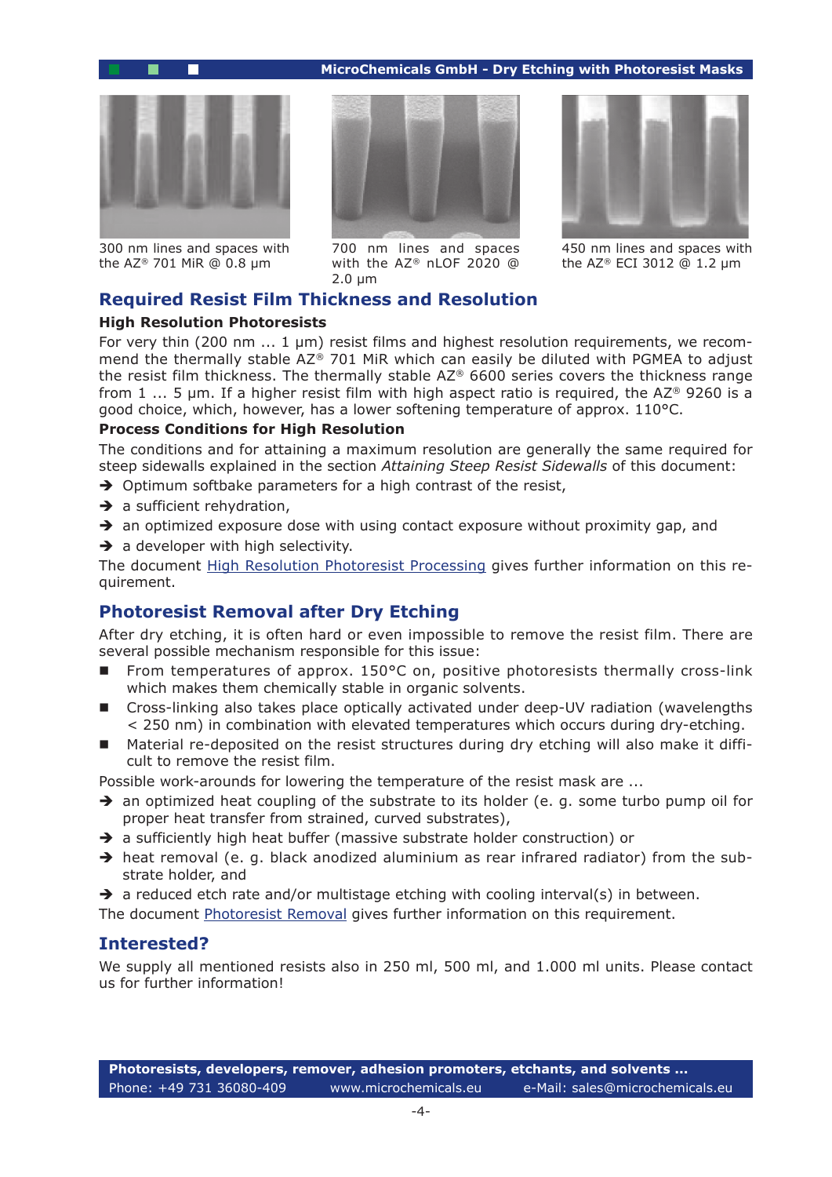300 nm lines and spaces with the AZ® 701 MiR @ 0.8 µm

700 nm lines and spaces with the AZ® nLOF 2020 @ 2.0 µm

450 nm lines and spaces with the AZ® ECI 3012 @ 1.2 µm

## Required Resist Film Thickness and Resolution

### High Resolution Photoresists

For very thin (200 nm ... 1 µm) resist films and highest resolution requirements, we recommend the thermally stable AZ® 701 MiR which can easily be diluted with PGMEA to adjust the resist film thickness. The thermally stable AZ® 6600 series covers the thickness range from 1 ... 5 µm. If a higher resist film with high aspect ratio is required, the AZ® 9260 is a good choice, which, however, has a lower softening temperature of approx. 110°C.

### Process Conditions for High Resolution

The conditions and for attaining a maximum resolution are generally the same required for steep sidewalls explained in the section *Attaining Steep Resist Sidewalls* of this document:

- ➔ Optimum softbake parameters for a high contrast of the resist,
- ➔ a sufficient rehydration,
- ➔ an optimized exposure dose with using contact exposure without proximity gap, and
- ➔ a developer with high selectivity.

The document High Resolution Photoresist Processing gives further information on this requirement.

## Photoresist Removal after Dry Etching

After dry etching, it is often hard or even impossible to remove the resist film. There are several possible mechanism responsible for this issue:

- From temperatures of approx. 150°C on, positive photoresists thermally cross-link which makes them chemically stable in organic solvents.
- Cross-linking also takes place optically activated under deep-UV radiation (wavelengths < 250 nm) in combination with elevated temperatures which occurs during dry-etching.
- Material re-deposited on the resist structures during dry etching will also make it difficult to remove the resist film.

Possible work-arounds for lowering the temperature of the resist mask are ...

- ➔ an optimized heat coupling of the substrate to its holder (e. g. some turbo pump oil for proper heat transfer from strained, curved substrates),
- ➔ a sufficiently high heat buffer (massive substrate holder construction) or
- ➔ heat removal (e. g. black anodized aluminium as rear infrared radiator) from the substrate holder, and
- ➔ a reduced etch rate and/or multistage etching with cooling interval(s) in between.

The document Photoresist Removal gives further information on this requirement.

## Interested?

We supply all mentioned resists also in 250 ml, 500 ml, and 1.000 ml units. Please contact us for further information!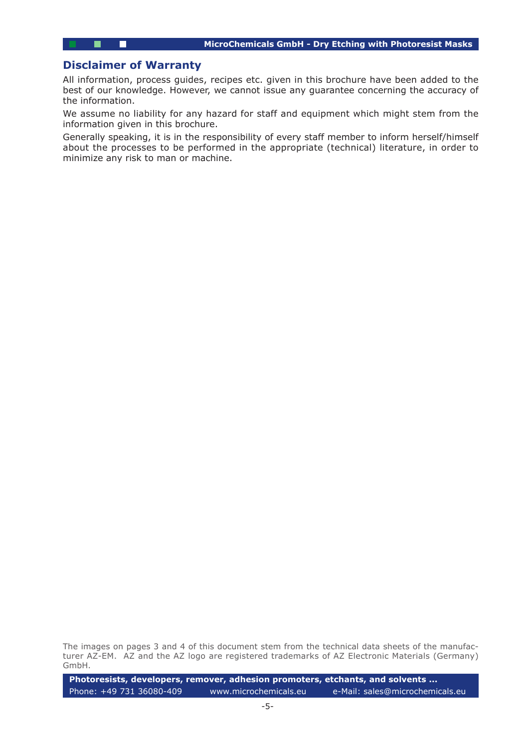## Disclaimer of Warranty

All information, process guides, recipes etc. given in this brochure have been added to the best of our knowledge. However, we cannot issue any guarantee concerning the accuracy of the information.

We assume no liability for any hazard for staff and equipment which might stem from the information given in this brochure.

Generally speaking, it is in the responsibility of every staff member to inform herself/himself about the processes to be performed in the appropriate (technical) literature, in order to minimize any risk to man or machine.

The images on pages 3 and 4 of this document stem from the technical data sheets of the manufacturer AZ-EM. AZ and the AZ logo are registered trademarks of AZ Electronic Materials (Germany) GmbH.

**Photoresists, developers, remover, adhesion promoters, etchants, and solvents ...**
Phone: +49 731 36080-409 www.microchemicals.eu e-Mail: sales@microchemicals.eu